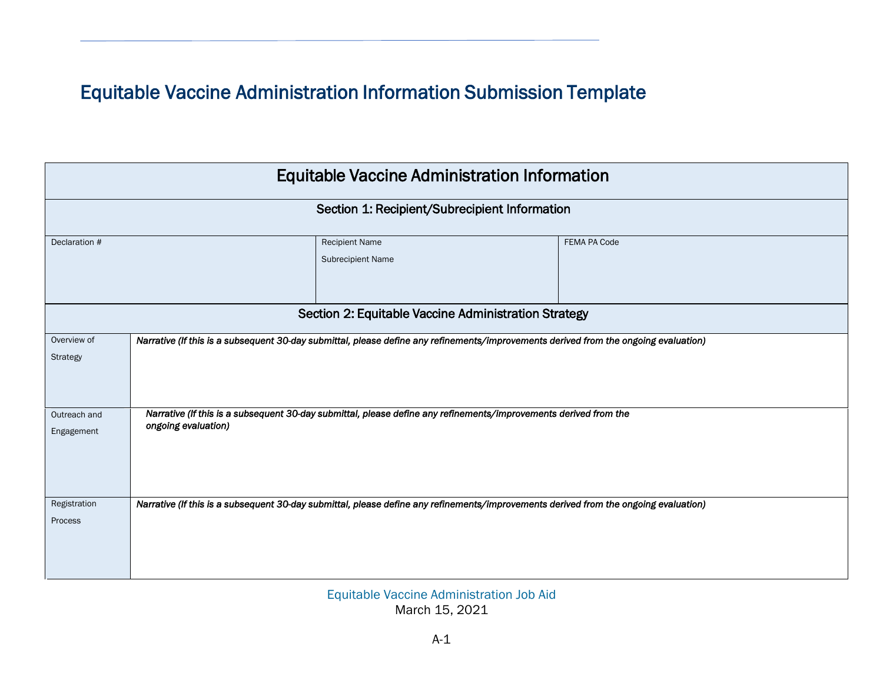# Equitable Vaccine Administration Information Submission Template

| Equitable Vaccine Administration Information | | |
|---|---|---|
| **Section 1: Recipient/Subrecipient Information** | | |
| Declaration # | Recipient Name<br>Subrecipient Name | FEMA PA Code |

| **Section 2: Equitable Vaccine Administration Strategy** | |
|---|---|
| Overview of Strategy | ***Narrative (If this is a subsequent 30-day submittal, please define any refinements/improvements derived from the ongoing evaluation)*** |
| Outreach and Engagement | ***Narrative (If this is a subsequent 30-day submittal, please define any refinements/improvements derived from the ongoing evaluation)*** |
| Registration Process | ***Narrative (If this is a subsequent 30-day submittal, please define any refinements/improvements derived from the ongoing evaluation)*** |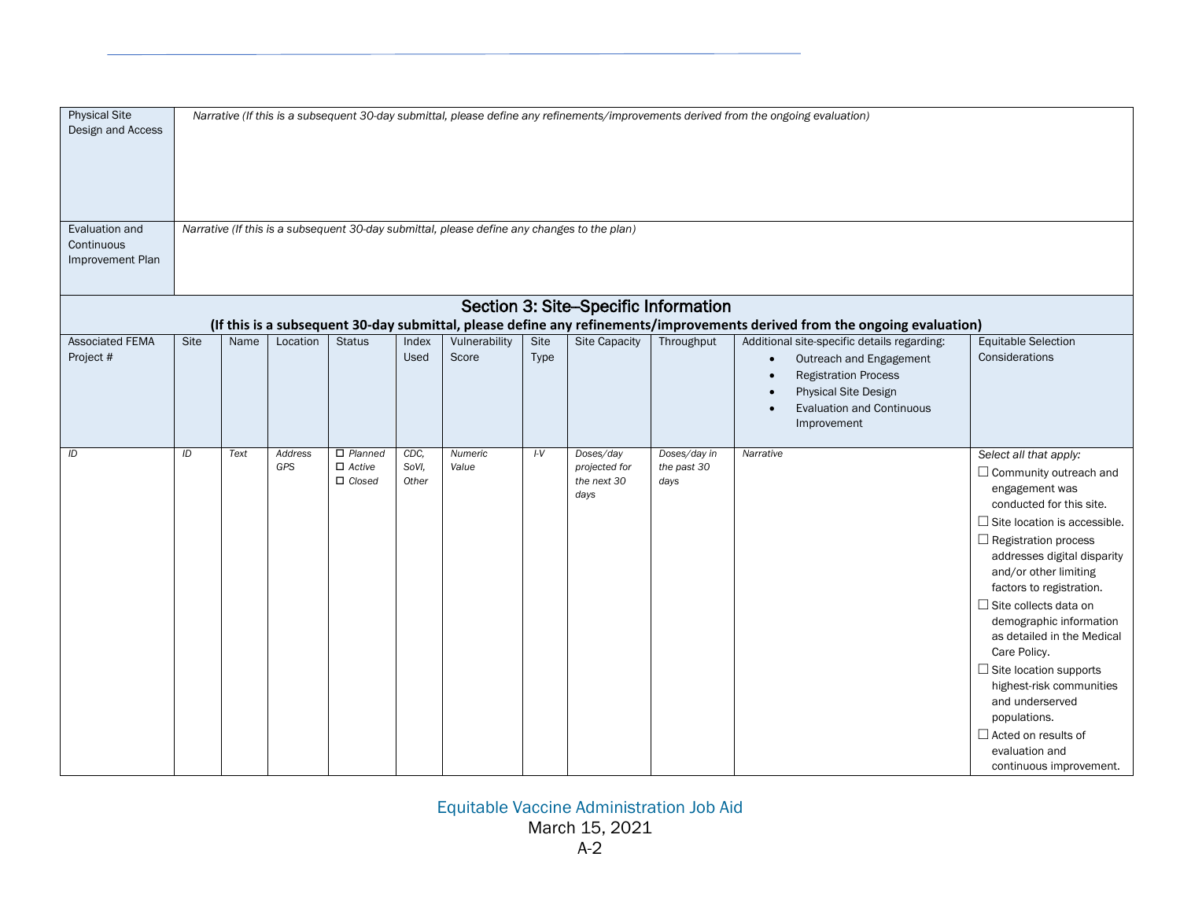| | |
|---|---|
| Physical Site Design and Access | *Narrative (If this is a subsequent 30-day submittal, please define any refinements/improvements derived from the ongoing evaluation)* |
| Evaluation and Continuous Improvement Plan | *Narrative (If this is a subsequent 30-day submittal, please define any changes to the plan)* |

## Section 3: Site–Specific Information

**(If this is a subsequent 30-day submittal, please define any refinements/improvements derived from the ongoing evaluation)**

| Associated FEMA Project # | Site | Name | Location | Status | Index Used | Vulnerability Score | Site Type | Site Capacity | Throughput | Additional site-specific details regarding: <br>• Outreach and Engagement <br>• Registration Process <br>• Physical Site Design <br>• Evaluation and Continuous Improvement | Equitable Selection Considerations |
|---|---|---|---|---|---|---|---|---|---|---|---|
| *ID* | *ID* | *Text* | *Address GPS* | ☐ *Planned* <br>☐ *Active* <br>☐ *Closed* | *CDC, SoVI, Other* | *Numeric Value* | *I-V* | *Doses/day projected for the next 30 days* | *Doses/day in the past 30 days* | *Narrative* | *Select all that apply:* <br>☐ Community outreach and engagement was conducted for this site. <br>☐ Site location is accessible. <br>☐ Registration process addresses digital disparity and/or other limiting factors to registration. <br>☐ Site collects data on demographic information as detailed in the Medical Care Policy. <br>☐ Site location supports highest-risk communities and underserved populations. <br>☐ Acted on results of evaluation and continuous improvement. |